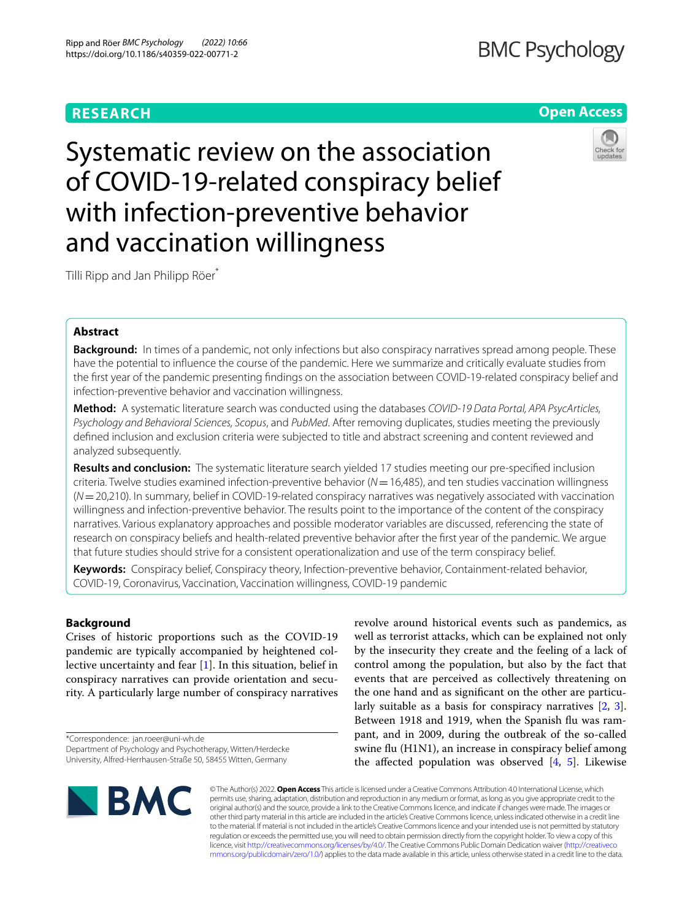RESEARCH

Open Access

# Systematic review on the association of COVID-19-related conspiracy belief with infection-preventive behavior and vaccination willingness

Tilli Ripp and Jan Philipp Röer*

## Abstract

**Background:** In times of a pandemic, not only infections but also conspiracy narratives spread among people. These have the potential to influence the course of the pandemic. Here we summarize and critically evaluate studies from the first year of the pandemic presenting findings on the association between COVID-19-related conspiracy belief and infection-preventive behavior and vaccination willingness.

**Method:** A systematic literature search was conducted using the databases *COVID-19 Data Portal, APA PsycArticles, Psychology and Behavioral Sciences, Scopus*, and *PubMed*. After removing duplicates, studies meeting the previously defined inclusion and exclusion criteria were subjected to title and abstract screening and content reviewed and analyzed subsequently.

**Results and conclusion:** The systematic literature search yielded 17 studies meeting our pre-specified inclusion criteria. Twelve studies examined infection-preventive behavior ($N = 16{,}485$), and ten studies vaccination willingness ($N = 20{,}210$). In summary, belief in COVID-19-related conspiracy narratives was negatively associated with vaccination willingness and infection-preventive behavior. The results point to the importance of the content of the conspiracy narratives. Various explanatory approaches and possible moderator variables are discussed, referencing the state of research on conspiracy beliefs and health-related preventive behavior after the first year of the pandemic. We argue that future studies should strive for a consistent operationalization and use of the term conspiracy belief.

**Keywords:** Conspiracy belief, Conspiracy theory, Infection-preventive behavior, Containment-related behavior, COVID-19, Coronavirus, Vaccination, Vaccination willingness, COVID-19 pandemic

## Background

Crises of historic proportions such as the COVID-19 pandemic are typically accompanied by heightened collective uncertainty and fear [1]. In this situation, belief in conspiracy narratives can provide orientation and security. A particularly large number of conspiracy narratives revolve around historical events such as pandemics, as well as terrorist attacks, which can be explained not only by the insecurity they create and the feeling of a lack of control among the population, but also by the fact that events that are perceived as collectively threatening on the one hand and as significant on the other are particularly suitable as a basis for conspiracy narratives [2, 3]. Between 1918 and 1919, when the Spanish flu was rampant, and in 2009, during the outbreak of the so-called swine flu (H1N1), an increase in conspiracy belief among the affected population was observed [4, 5]. Likewise

*Correspondence: jan.roeer@uni-wh.de
Department of Psychology and Psychotherapy, Witten/Herdecke University, Alfred-Herrhausen-Straße 50, 58455 Witten, Germany

© The Author(s) 2022. **Open Access** This article is licensed under a Creative Commons Attribution 4.0 International License, which permits use, sharing, adaptation, distribution and reproduction in any medium or format, as long as you give appropriate credit to the original author(s) and the source, provide a link to the Creative Commons licence, and indicate if changes were made. The images or other third party material in this article are included in the article's Creative Commons licence, unless indicated otherwise in a credit line to the material. If material is not included in the article's Creative Commons licence and your intended use is not permitted by statutory regulation or exceeds the permitted use, you will need to obtain permission directly from the copyright holder. To view a copy of this licence, visit http://creativecommons.org/licenses/by/4.0/. The Creative Commons Public Domain Dedication waiver (http://creativecommons.org/publicdomain/zero/1.0/) applies to the data made available in this article, unless otherwise stated in a credit line to the data.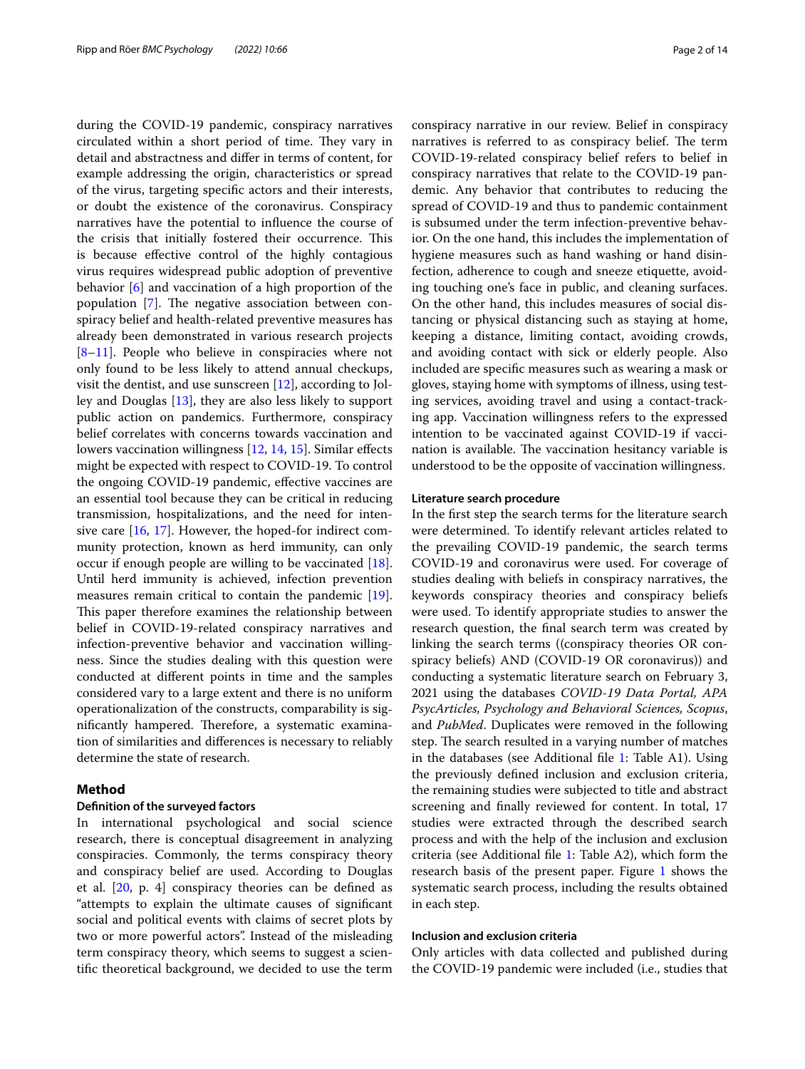during the COVID-19 pandemic, conspiracy narratives circulated within a short period of time. They vary in detail and abstractness and differ in terms of content, for example addressing the origin, characteristics or spread of the virus, targeting specific actors and their interests, or doubt the existence of the coronavirus. Conspiracy narratives have the potential to influence the course of the crisis that initially fostered their occurrence. This is because effective control of the highly contagious virus requires widespread public adoption of preventive behavior [6] and vaccination of a high proportion of the population [7]. The negative association between conspiracy belief and health-related preventive measures has already been demonstrated in various research projects [8–11]. People who believe in conspiracies where not only found to be less likely to attend annual checkups, visit the dentist, and use sunscreen [12], according to Jolley and Douglas [13], they are also less likely to support public action on pandemics. Furthermore, conspiracy belief correlates with concerns towards vaccination and lowers vaccination willingness [12, 14, 15]. Similar effects might be expected with respect to COVID-19. To control the ongoing COVID-19 pandemic, effective vaccines are an essential tool because they can be critical in reducing transmission, hospitalizations, and the need for intensive care [16, 17]. However, the hoped-for indirect community protection, known as herd immunity, can only occur if enough people are willing to be vaccinated [18]. Until herd immunity is achieved, infection prevention measures remain critical to contain the pandemic [19]. This paper therefore examines the relationship between belief in COVID-19-related conspiracy narratives and infection-preventive behavior and vaccination willingness. Since the studies dealing with this question were conducted at different points in time and the samples considered vary to a large extent and there is no uniform operationalization of the constructs, comparability is significantly hampered. Therefore, a systematic examination of similarities and differences is necessary to reliably determine the state of research.

## Method

### Definition of the surveyed factors

In international psychological and social science research, there is conceptual disagreement in analyzing conspiracies. Commonly, the terms conspiracy theory and conspiracy belief are used. According to Douglas et al. [20, p. 4] conspiracy theories can be defined as "attempts to explain the ultimate causes of significant social and political events with claims of secret plots by two or more powerful actors". Instead of the misleading term conspiracy theory, which seems to suggest a scientific theoretical background, we decided to use the term conspiracy narrative in our review. Belief in conspiracy narratives is referred to as conspiracy belief. The term COVID-19-related conspiracy belief refers to belief in conspiracy narratives that relate to the COVID-19 pandemic. Any behavior that contributes to reducing the spread of COVID-19 and thus to pandemic containment is subsumed under the term infection-preventive behavior. On the one hand, this includes the implementation of hygiene measures such as hand washing or hand disinfection, adherence to cough and sneeze etiquette, avoiding touching one's face in public, and cleaning surfaces. On the other hand, this includes measures of social distancing or physical distancing such as staying at home, keeping a distance, limiting contact, avoiding crowds, and avoiding contact with sick or elderly people. Also included are specific measures such as wearing a mask or gloves, staying home with symptoms of illness, using testing services, avoiding travel and using a contact-tracking app. Vaccination willingness refers to the expressed intention to be vaccinated against COVID-19 if vaccination is available. The vaccination hesitancy variable is understood to be the opposite of vaccination willingness.

### Literature search procedure

In the first step the search terms for the literature search were determined. To identify relevant articles related to the prevailing COVID-19 pandemic, the search terms COVID-19 and coronavirus were used. For coverage of studies dealing with beliefs in conspiracy narratives, the keywords conspiracy theories and conspiracy beliefs were used. To identify appropriate studies to answer the research question, the final search term was created by linking the search terms ((conspiracy theories OR conspiracy beliefs) AND (COVID-19 OR coronavirus)) and conducting a systematic literature search on February 3, 2021 using the databases *COVID-19 Data Portal, APA PsycArticles, Psychology and Behavioral Sciences, Scopus*, and *PubMed*. Duplicates were removed in the following step. The search resulted in a varying number of matches in the databases (see Additional file 1: Table A1). Using the previously defined inclusion and exclusion criteria, the remaining studies were subjected to title and abstract screening and finally reviewed for content. In total, 17 studies were extracted through the described search process and with the help of the inclusion and exclusion criteria (see Additional file 1: Table A2), which form the research basis of the present paper. Figure 1 shows the systematic search process, including the results obtained in each step.

### Inclusion and exclusion criteria

Only articles with data collected and published during the COVID-19 pandemic were included (i.e., studies that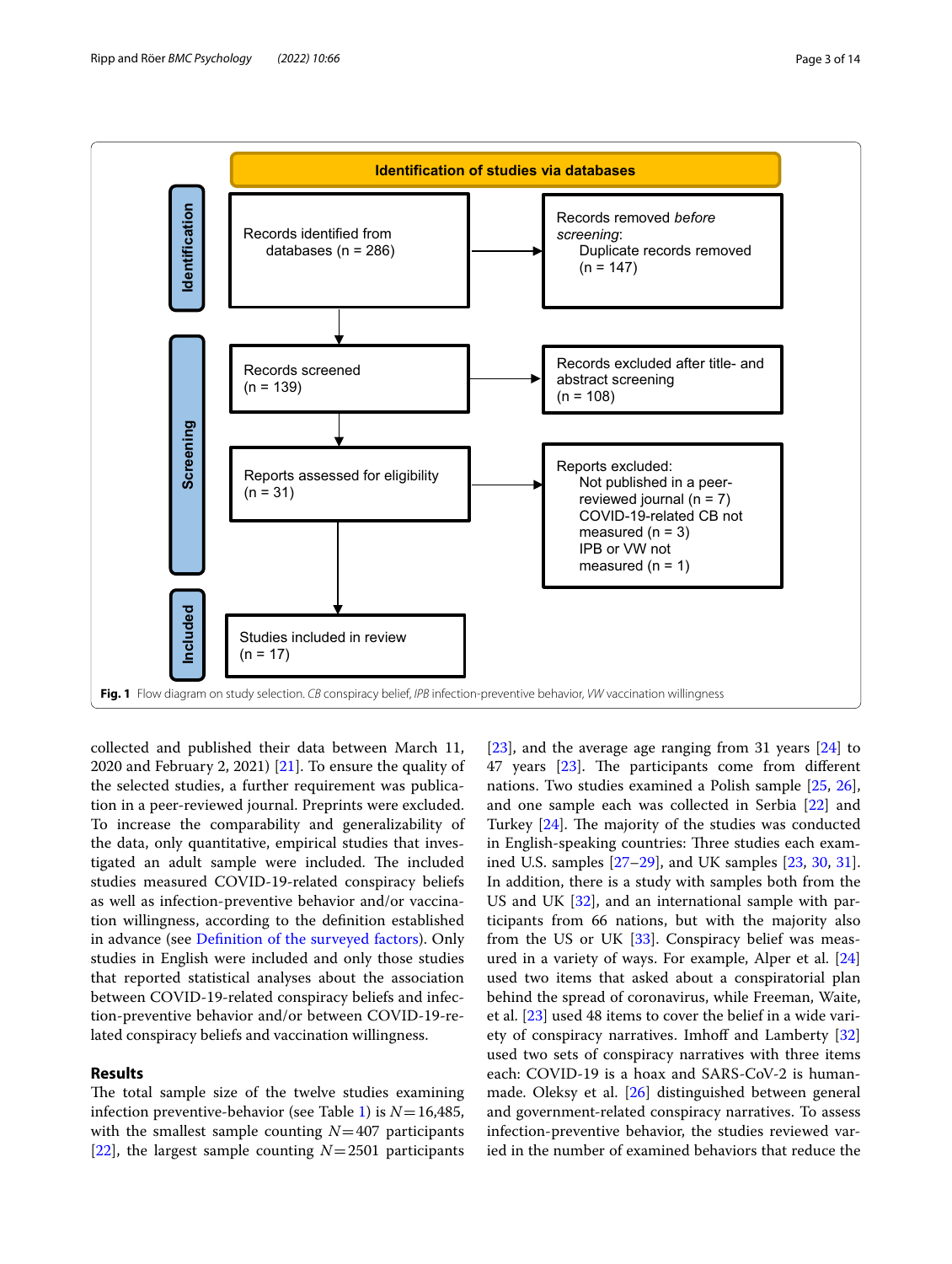**Identification of studies via databases**

**Identification**

- Records identified from databases (n = 286)
- Records removed *before screening*: Duplicate records removed (n = 147)

**Screening**

- Records screened (n = 139)
- Records excluded after title- and abstract screening (n = 108)
- Reports assessed for eligibility (n = 31)
- Reports excluded:
  - Not published in a peer-reviewed journal (n = 7)
  - COVID-19-related CB not measured (n = 3)
  - IPB or VW not measured (n = 1)

**Included**

- Studies included in review (n = 17)

**Fig. 1** Flow diagram on study selection. *CB* conspiracy belief, *IPB* infection-preventive behavior, *VW* vaccination willingness

collected and published their data between March 11, 2020 and February 2, 2021) [21]. To ensure the quality of the selected studies, a further requirement was publication in a peer-reviewed journal. Preprints were excluded. To increase the comparability and generalizability of the data, only quantitative, empirical studies that investigated an adult sample were included. The included studies measured COVID-19-related conspiracy beliefs as well as infection-preventive behavior and/or vaccination willingness, according to the definition established in advance (see Definition of the surveyed factors). Only studies in English were included and only those studies that reported statistical analyses about the association between COVID-19-related conspiracy beliefs and infection-preventive behavior and/or between COVID-19-related conspiracy beliefs and vaccination willingness.

## Results

The total sample size of the twelve studies examining infection preventive-behavior (see Table 1) is $N = 16{,}485$, with the smallest sample counting $N = 407$ participants [22], the largest sample counting $N = 2501$ participants [23], and the average age ranging from 31 years [24] to 47 years [23]. The participants come from different nations. Two studies examined a Polish sample [25, 26], and one sample each was collected in Serbia [22] and Turkey [24]. The majority of the studies was conducted in English-speaking countries: Three studies each examined U.S. samples [27–29], and UK samples [23, 30, 31]. In addition, there is a study with samples both from the US and UK [32], and an international sample with participants from 66 nations, but with the majority also from the US or UK [33]. Conspiracy belief was measured in a variety of ways. For example, Alper et al. [24] used two items that asked about a conspiratorial plan behind the spread of coronavirus, while Freeman, Waite, et al. [23] used 48 items to cover the belief in a wide variety of conspiracy narratives. Imhoff and Lamberty [32] used two sets of conspiracy narratives with three items each: COVID-19 is a hoax and SARS-CoV-2 is human-made. Oleksy et al. [26] distinguished between general and government-related conspiracy narratives. To assess infection-preventive behavior, the studies reviewed varied in the number of examined behaviors that reduce the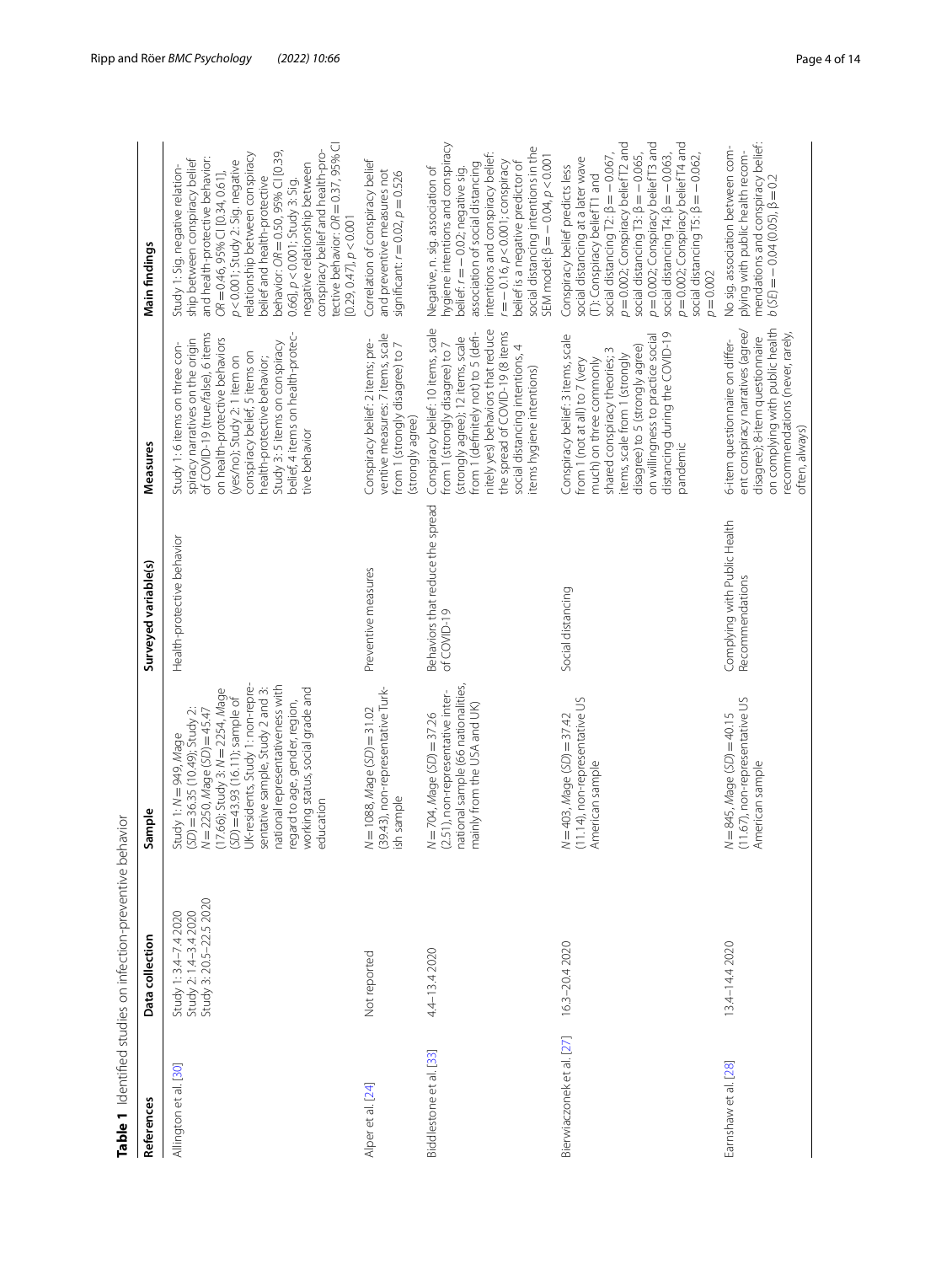**Table 1** Identified studies on infection-preventive behavior

| References | Data collection | Sample | Surveyed variable(s) | Measures | Main findings |
|---|---|---|---|---|---|
| Allington et al. [30] | Study 1: 3.4–7.4 2020<br>Study 2: 1.4–3.4 2020<br>Study 3: 20.5–22.5 2020 | Study 1: $N=949$, *M*age (*SD*) $=36.35$ (10.49); Study 2: $N=2250$, *M*age (*SD*) $=45.47$ (17.66); Study 3: $N=2254$, *M*age (*SD*) $=43.93$ (16.11); sample of UK-residents, Study 1: non-representative sample, Study 2 and 3: national representativeness with regard to age, gender, region, working status, social grade and education | Health-protective behavior | Study 1: 6 items on three conspiracy narratives on the origin of COVID-19 (true/false), 6 items on health-protective behaviors (yes/no); Study 2: 1 item on conspiracy belief, 5 items on health-protective behavior; Study 3: 5 items on conspiracy belief, 4 items on health-protective behavior | Study 1: Sig. negative relationship between conspiracy belief and health-protective behavior: $OR=0.46$, 95% CI [0.34, 0.61], $p<0.001$; Study 2: Sig. negative relationship between conspiracy belief and health-protective behavior: $OR=0.50$, 95% CI [0.39, 0.66], $p<0.001$; Study 3: Sig. negative relationship between conspiracy belief and health-protective behavior: $OR=0.37$, 95% CI [0.29, 0.47], $p<0.001$ |
| Alper et al. [24] | Not reported | $N=1088$, *M*age (*SD*) $=31.02$ (39.43), non-representative Turkish sample | Preventive measures | Conspiracy belief: 2 items; preventive measures: 7 items, scale from 1 (strongly disagree) to 7 (strongly agree) | Correlation of conspiracy belief and preventive measures not significant: $r=0.02$, $p=0.526$ |
| Biddlestone et al. [33] | 4.4–13.4 2020 | $N=704$, *M*age (*SD*) $=37.26$ (2.51), non-representative international sample (66 nationalities, mainly from the USA and UK) | Behaviors that reduce the spread of COVID-19 | Conspiracy belief: 10 items, scale from 1 (strongly disagree) to 7 (strongly agree); 12 items, scale from 1 (definitely not) to 5 (definitely yes) behaviors that reduce the spread of COVID-19 (8 items social distancing intentions, 4 items hygiene intentions) | Negative, n. sig. association of hygiene intentions and conspiracy belief: $r=-0.02$; negative sig. association of social distancing intentions and conspiracy belief: $r=-0.16$, $p<0.001$; conspiracy belief is a negative predictor of social distancing intentions in the SEM model: $\beta=-0.04$, $p<0.001$ |
| Bierwiaczonek et al. [27] | 16.3–20.4 2020 | $N=403$, *M*age (*SD*) $=37.42$ (11.14), non-representative US American sample | Social distancing | Conspiracy belief: 3 items, scale from 1 (not at all) to 7 (very much) on three commonly shared conspiracy theories; 3 items, scale from 1 (strongly disagree) to 5 (strongly agree) on willingness to practice social distancing during the COVID-19 pandemic | Conspiracy belief predicts less social distancing at a later wave (T): Conspiracy belief T1 and social distancing T2: $\beta=-0.067$, $p=0.002$; Conspiracy belief T2 and social distancing T3: $\beta=-0.065$, $p=0.002$; Conspiracy belief T3 and social distancing T4: $\beta=-0.063$, $p=0.002$; Conspiracy belief T4 and social distancing T5: $\beta=-0.062$, $p=0.002$ |
| Earnshaw et al. [28] | 13.4–14.4 2020 | $N=845$, *M*age (*SD*) $=40.15$ (11.67), non-representative US American sample | Complying with Public Health Recommendations | 6-item questionnaire on different conspiracy narratives (agree/disagree); 8-item questionnaire on complying with public health recommendations (never, rarely, often, always) | No sig. association between complying with public health recommendations and conspiracy belief: $b$ (*SE*) $=-0.04$ (0.05), $\beta=0.2$ |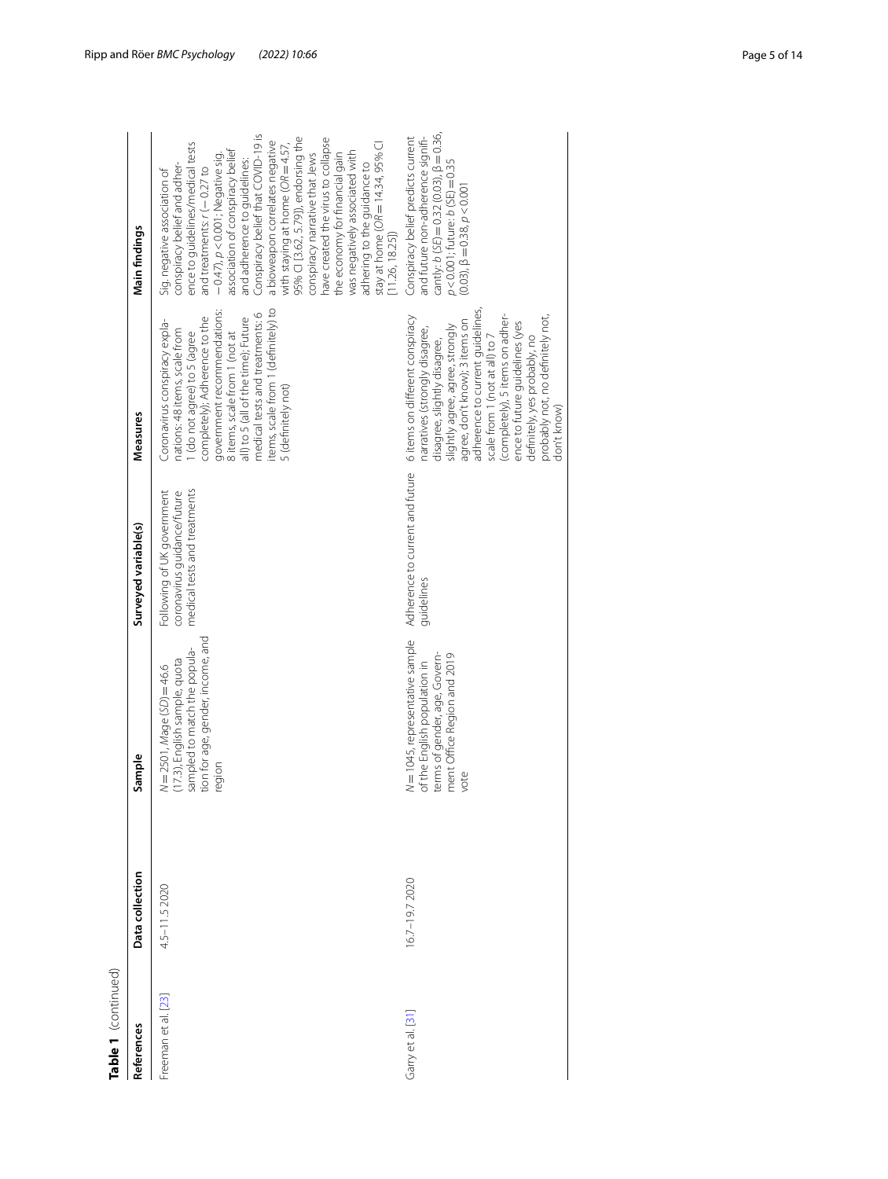**Table 1** (continued)

| References | Data collection | Sample | Surveyed variable(s) | Measures | Main findings |
|---|---|---|---|---|---|
| Freeman et al. [23] | 4.5–11.5 2020 | *N* = 2501, *M*age (*SD*) = 46.6 (17.3), English sample, quota sampled to match the population for age, gender, income, and region | Following of UK government coronavirus guidance/future medical tests and treatments | Coronavirus conspiracy explanations: 48 items, scale from 1 (do not agree) to 5 (agree completely); Adherence to the government recommendations: 8 items, scale from 1 (not at all) to 5 (all of the time); Future medical tests and treatments: 6 items, scale from 1 (definitely) to 5 (definitely not) | Sig. negative association of conspiracy belief and adherence to guidelines/medical tests and treatments: $r$ (− 0.27 to − 0.47), $p < 0.001$; Negative sig. association of conspiracy belief and adherence to guidelines: Conspiracy belief that COVID-19 is a bioweapon correlates negative with staying at home (*OR* = 4.57, 95% CI [3.62, 5.79]), endorsing the conspiracy narrative that Jews have created the virus to collapse the economy for financial gain was negatively associated with adhering to the guidance to stay at home (*OR* = 14.34, 95% CI [11.26, 18.25]) |
| Garry et al. [31] | 16.7–19.7 2020 | *N* = 1045, representative sample of the English population in terms of gender, age, Government Office Region and 2019 vote | Adherence to current and future guidelines | 6 items on different conspiracy narratives (strongly disagree, disagree, slightly disagree, slightly agree, agree, strongly agree, don't know); 3 items on adherence to current guidelines, scale from 1 (not at all) to 7 (completely). 5 items on adherence to future guidelines (yes definitely, yes probably, no probably not, no definitely not, don't know) | Conspiracy belief predicts current and future non-adherence significantly: $b$ (*SE*) = 0.32 (0.03), β = 0.36, $p < 0.001$; future: $b$ (*SE*) = 0.35 (0.03), β = 0.38, $p < 0.001$ |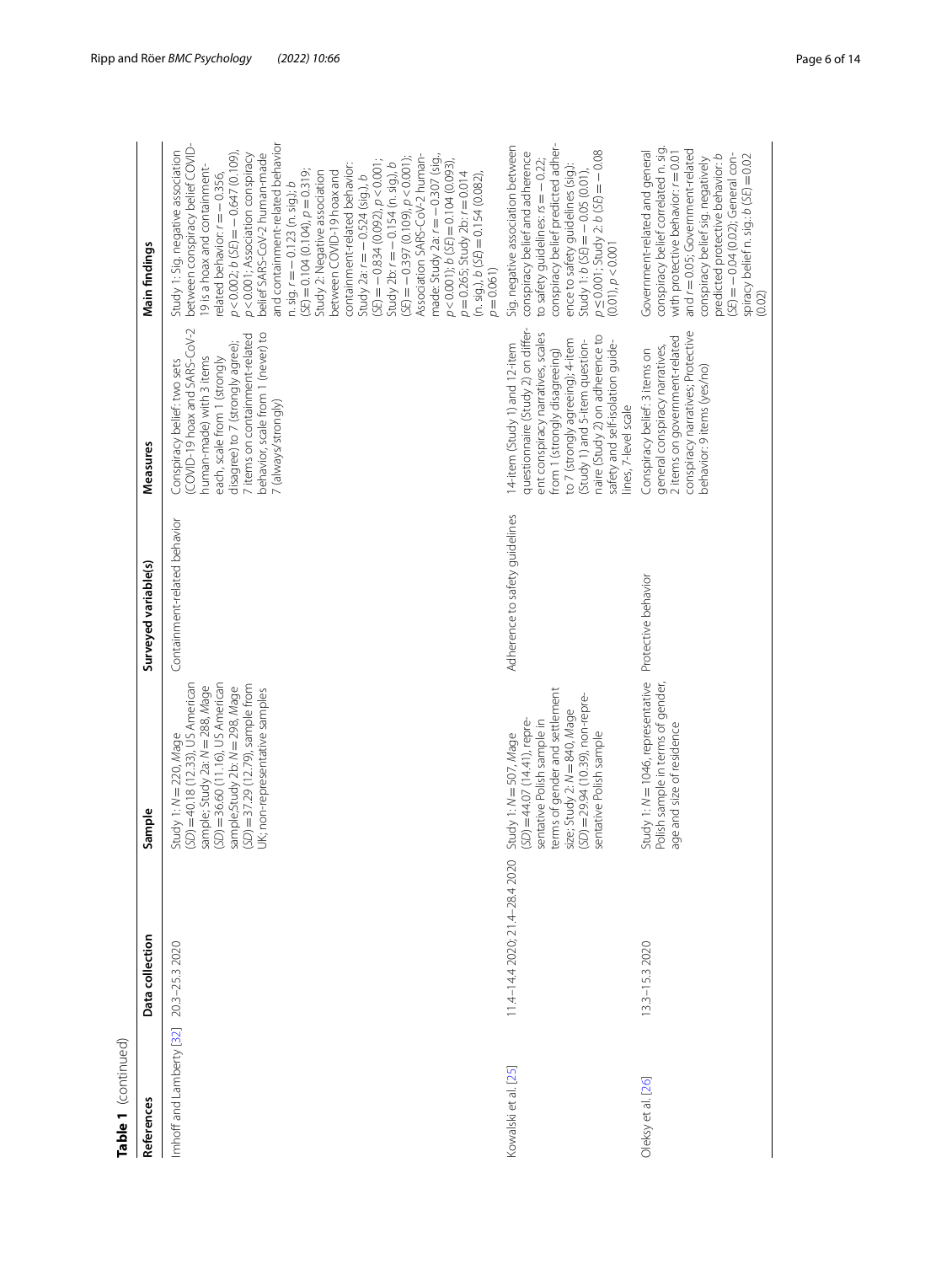**Table 1** (continued)

| References | Data collection | Sample | Surveyed variable(s) | Measures | Main findings |
|---|---|---|---|---|---|
| Imhoff and Lamberty [32] | 20.3–25.3 2020 | Study 1: $N = 220$, *M*age (*SD*) = 40.18 (12.33), US American sample; Study 2a: $N = 288$, *M*age (*SD*) = 36.60 (11.16), US American sample;Study 2b: $N = 298$, *M*age (*SD*) = 37.29 (12.79), sample from UK; non-representative samples | Containment-related behavior | Conspiracy belief: two sets (COVID-19 hoax and SARS-CoV-2 human-made) with 3 items each, scale from 1 (strongly disagree) to 7 (strongly agree); 7 items on containment-related behavior, scale from 1 (never) to 7 (always/strongly) | Study 1: Sig. negative association between conspiracy belief COVID-19 is a hoax and containment-related behavior: $r = -0.356$, $p < 0.002$; *b* (*SE*) $= -0.647$ (0.109), $p < 0.001$; Association conspiracy belief SARS-CoV-2 human-made and containment-related behavior n. sig. $r = -0.123$ (n. sig.); *b* (*SE*) $= 0.104$ (0.104), $p = 0.319$; Study 2: Negative association between COVID-19 hoax and containment-related behavior: Study 2a: $r = -0.524$ (sig.), *b* (*SE*) $= -0.834$ (0.092), $p < 0.001$; Study 2b: $r = -0.154$ (n. sig), *b* (*SE*) $= -0.397$ (0.109), $p < 0.001$); Association SARS-CoV-2 human-made: Study 2a: $r = -0.307$ (sig., $p < 0.001$); *b* (*SE*) $= 0.104$ (0.093), $p = 0.265$; Study 2b: $r = 0.014$ (n. sig.), *b* (*SE*) $= 0.154$ (0.082), $p = 0.061$) |
| Kowalski et al. [25] | 11.4–14.4 2020; 21.4–28.4 2020 | Study 1: $N = 507$, *M*age (*SD*) = 44.07 (14.41), representative Polish sample in terms of gender and settlement size; Study 2: $N = 840$, *M*age (*SD*) = 29.94 (10.39), non-representative Polish sample | Adherence to safety guidelines | 14-item (Study 1) and 12-item questionnaire (Study 2) on different conspiracy narratives, scales from 1 (strongly disagreeing) to 7 (strongly agreeing); 4-item (Study 1) and 5-item questionnaire (Study 2) on adherence to safety and self-isolation guidelines, 7-level scale | Sig. negative association between conspiracy belief and adherence to safety guidelines: $rs = -0.22$; conspiracy belief predicted adherence to safety guidelines (sig.): Study 1: *b* (*SE*) $= -0.05$ (0.01), $p \leq 0.001$; Study 2: *b* (*SE*) $= -0.08$ (0.01), $p < 0.001$ |
| Oleksy et al. [26] | 13.3–15.3 2020 | Study 1: $N = 1046$, representative Polish sample in terms of gender, age and size of residence | Protective behavior | Conspiracy belief: 3 items on general conspiracy narratives, 2 items on government-related conspiracy narratives; Protective behavior: 9 items (yes/no) | Government-related and general conspiracy belief correlated n. sig. with protective behavior: $r = 0.01$ and $r = 0.05$; Government-related conspiracy belief sig. negatively predicted protective behavior: *b* (*SE*) $= -0.04$ (0.02); General conspiracy belief n. sig.: *b* (*SE*) $= 0.02$ (0.02) |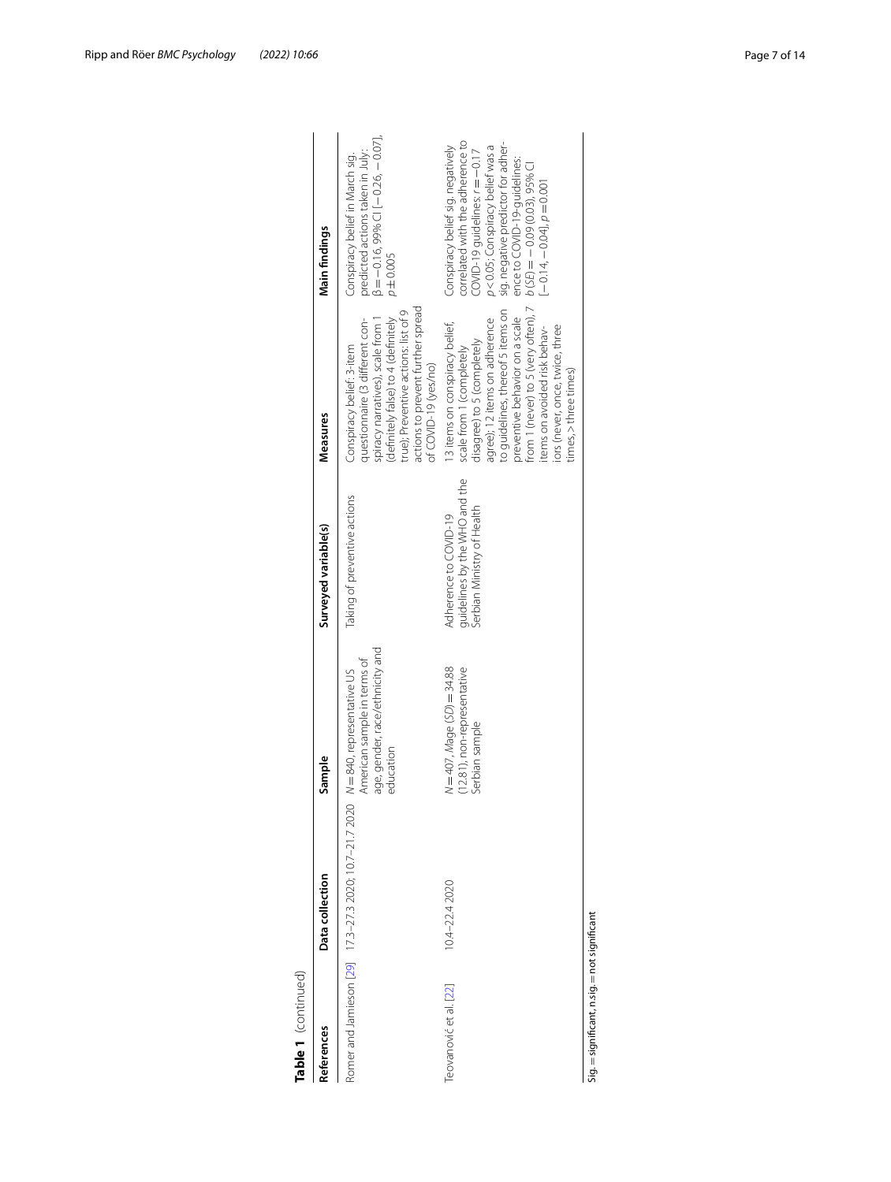**Table 1** (continued)

| References | Data collection | Sample | Surveyed variable(s) | Measures | Main findings |
|---|---|---|---|---|---|
| Romer and Jamieson [29] | 17.3–27.3 2020; 10.7–21.7 2020 | $N = 840$, representative US American sample in terms of age, gender, race/ethnicity and education | Taking of preventive actions | Conspiracy belief: 3-item questionnaire (3 different conspiracy narratives), scale from 1 (definitely false) to 4 (definitely true); Preventive actions: list of 9 actions to prevent further spread of COVID-19 (yes/no) | Conspiracy belief in March sig. predicted actions taken in July: $\beta = -0.16$, 99% CI [$-0.26$, $-0.07$], $p \pm 0.005$ |
| Teovanović et al. [22] | 10.4–22.4 2020 | $N = 407$, *M*age (*SD*) = 34.88 (12.81), non-representative Serbian sample | Adherence to COVID-19 guidelines by the WHO and the Serbian Ministry of Health | 13 items on conspiracy belief, scale from 1 (completely disagree) to 5 (completely agree); 12 items on adherence to guidelines, thereof 5 items on preventive behavior on a scale from 1 (never) to 5 (very often), 7 items on avoided risk behaviors (never, once, twice, three times, > three times) | Conspiracy belief sig. negatively correlated with the adherence to COVID-19 guidelines: $r = -0.17$ $p < 0.05$; Conspiracy belief was a sig. negative predictor for adherence to COVID-19-guidelines: $b$ (*SE*) $= -0.09$ (0.03), 95% CI [$-0.14$, $-0.04$], $p = 0.001$ |

Sig. = significant, n.sig. = not significant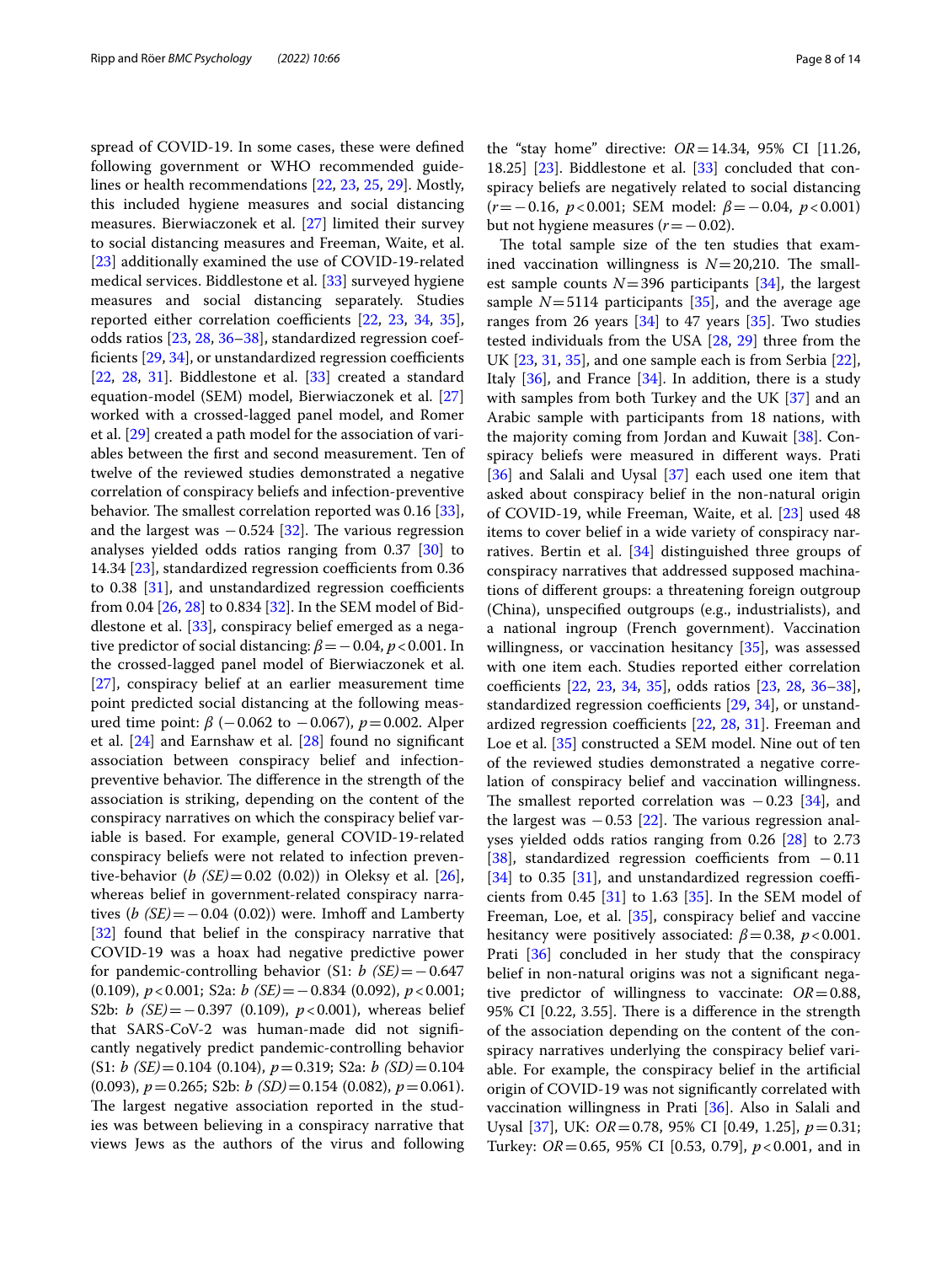spread of COVID-19. In some cases, these were defined following government or WHO recommended guidelines or health recommendations [22, 23, 25, 29]. Mostly, this included hygiene measures and social distancing measures. Bierwiaczonek et al. [27] limited their survey to social distancing measures and Freeman, Waite, et al. [23] additionally examined the use of COVID-19-related medical services. Biddlestone et al. [33] surveyed hygiene measures and social distancing separately. Studies reported either correlation coefficients [22, 23, 34, 35], odds ratios [23, 28, 36–38], standardized regression coefficients [29, 34], or unstandardized regression coefficients [22, 28, 31]. Biddlestone et al. [33] created a standard equation-model (SEM) model, Bierwiaczonek et al. [27] worked with a crossed-lagged panel model, and Romer et al. [29] created a path model for the association of variables between the first and second measurement. Ten of twelve of the reviewed studies demonstrated a negative correlation of conspiracy beliefs and infection-preventive behavior. The smallest correlation reported was 0.16 [33], and the largest was $-0.524$ [32]. The various regression analyses yielded odds ratios ranging from 0.37 [30] to 14.34 [23], standardized regression coefficients from 0.36 to 0.38 [31], and unstandardized regression coefficients from 0.04 [26, 28] to 0.834 [32]. In the SEM model of Biddlestone et al. [33], conspiracy belief emerged as a negative predictor of social distancing: $\beta = -0.04$, $p < 0.001$. In the crossed-lagged panel model of Bierwiaczonek et al. [27], conspiracy belief at an earlier measurement time point predicted social distancing at the following measured time point: $\beta$ ($-0.062$ to $-0.067$), $p = 0.002$. Alper et al. [24] and Earnshaw et al. [28] found no significant association between conspiracy belief and infection-preventive behavior. The difference in the strength of the association is striking, depending on the content of the conspiracy narratives on which the conspiracy belief variable is based. For example, general COVID-19-related conspiracy beliefs were not related to infection preventive-behavior ($b$ $(SE) = 0.02$ (0.02)) in Oleksy et al. [26], whereas belief in government-related conspiracy narratives ($b$ $(SE) = -0.04$ (0.02)) were. Imhoff and Lamberty [32] found that belief in the conspiracy narrative that COVID-19 was a hoax had negative predictive power for pandemic-controlling behavior (S1: $b$ $(SE) = -0.647$ (0.109), $p < 0.001$; S2a: $b$ $(SE) = -0.834$ (0.092), $p < 0.001$; S2b: $b$ $(SE) = -0.397$ (0.109), $p < 0.001$), whereas belief that SARS-CoV-2 was human-made did not significantly negatively predict pandemic-controlling behavior (S1: $b$ $(SE) = 0.104$ (0.104), $p = 0.319$; S2a: $b$ $(SD) = 0.104$ (0.093), $p = 0.265$; S2b: $b$ $(SD) = 0.154$ (0.082), $p = 0.061$). The largest negative association reported in the studies was between believing in a conspiracy narrative that views Jews as the authors of the virus and following the "stay home" directive: $OR = 14.34$, 95% CI [11.26, 18.25] [23]. Biddlestone et al. [33] concluded that conspiracy beliefs are negatively related to social distancing ($r = -0.16$, $p < 0.001$; SEM model: $\beta = -0.04$, $p < 0.001$) but not hygiene measures ($r = -0.02$).

The total sample size of the ten studies that examined vaccination willingness is $N = 20{,}210$. The smallest sample counts $N = 396$ participants [34], the largest sample $N = 5114$ participants [35], and the average age ranges from 26 years [34] to 47 years [35]. Two studies tested individuals from the USA [28, 29] three from the UK [23, 31, 35], and one sample each is from Serbia [22], Italy [36], and France [34]. In addition, there is a study with samples from both Turkey and the UK [37] and an Arabic sample with participants from 18 nations, with the majority coming from Jordan and Kuwait [38]. Conspiracy beliefs were measured in different ways. Prati [36] and Salali and Uysal [37] each used one item that asked about conspiracy belief in the non-natural origin of COVID-19, while Freeman, Waite, et al. [23] used 48 items to cover belief in a wide variety of conspiracy narratives. Bertin et al. [34] distinguished three groups of conspiracy narratives that addressed supposed machinations of different groups: a threatening foreign outgroup (China), unspecified outgroups (e.g., industrialists), and a national ingroup (French government). Vaccination willingness, or vaccination hesitancy [35], was assessed with one item each. Studies reported either correlation coefficients [22, 23, 34, 35], odds ratios [23, 28, 36–38], standardized regression coefficients [29, 34], or unstandardized regression coefficients [22, 28, 31]. Freeman and Loe et al. [35] constructed a SEM model. Nine out of ten of the reviewed studies demonstrated a negative correlation of conspiracy belief and vaccination willingness. The smallest reported correlation was $-0.23$ [34], and the largest was $-0.53$ [22]. The various regression analyses yielded odds ratios ranging from 0.26 [28] to 2.73 [38], standardized regression coefficients from $-0.11$ [34] to 0.35 [31], and unstandardized regression coefficients from 0.45 [31] to 1.63 [35]. In the SEM model of Freeman, Loe, et al. [35], conspiracy belief and vaccine hesitancy were positively associated: $\beta = 0.38$, $p < 0.001$. Prati [36] concluded in her study that the conspiracy belief in non-natural origins was not a significant negative predictor of willingness to vaccinate: $OR = 0.88$, 95% CI [0.22, 3.55]. There is a difference in the strength of the association depending on the content of the conspiracy narratives underlying the conspiracy belief variable. For example, the conspiracy belief in the artificial origin of COVID-19 was not significantly correlated with vaccination willingness in Prati [36]. Also in Salali and Uysal [37], UK: $OR = 0.78$, 95% CI [0.49, 1.25], $p = 0.31$; Turkey: $OR = 0.65$, 95% CI [0.53, 0.79], $p < 0.001$, and in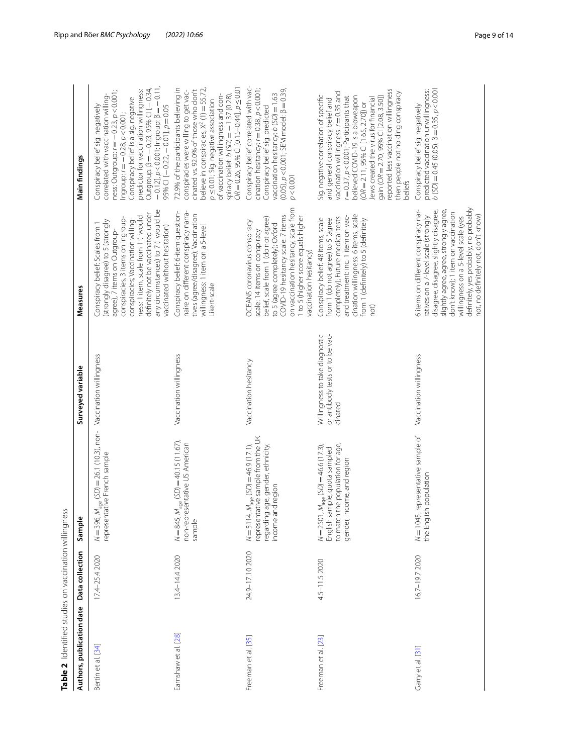**Table 2** Identified studies on vaccination willingness

| Authors, publication date | Data collection | Sample | Surveyed variable | Measures | Main findings |
|---|---|---|---|---|---|
| Bertin et al. [34] | 17.4–25.4 2020 | $N = 396$, $M_{age}$ ($SD$) = 26.1 (10.3), non-representative French sample | Vaccination willingness | Conspiracy belief: Scales from 1 (strongly disagree) to 5 (strongly agree), 7 items on Outgroup-conspiracies, 3 items on Ingroup-conspiracies; Vaccination willingness: 1 item, scale from 1 (I would definitely not be vaccinated under any circumstances) to 7 (I would be vaccinated without hesitation) | Conspiracy belief sig. negatively correlated with vaccination willingness: Outgroup: $r = -0.23$, $p < 0.001$; Ingroup: $r = -0.28$, $p < 0.001$; Conspiracy belief is a sig. negative predictor for vaccination willingness: Outgroup: $\beta = -0.23$, 95% CI [−0.34, −0.12], $p < 0.001$; Ingroup: $\beta = -0.11$, 95% CI [−0.22, −0.01], $p = 0.05$ |
| Earnshaw et al. [28] | 13.4–14.4 2020 | $N = 845$, $M_{age}$ ($SD$) = 40.15 (11.67), non-representative US American sample | Vaccination willingness | Conspiracy belief: 6-item questionnaire on different conspiracy narratives (agree/disagree); Vaccination willingness: 1 item on a 5-level Likert-scale | 72.9% of the participants believing in conspiracies were willing to get vaccinated vs. 92.0% of those who don't believe in conspiracies, $X^2$ (1) = 55.72, $p \leq 0.01$; Sig. negative association of vaccination willingness and conspiracy belief: $b$ ($SD$) = −1.37 (0.28), $OR = 0.26$, 95% CI [0.15–0.44], $p \leq 0.01$ |
| Freeman et al. [35] | 24.9–17.10 2020 | $N = 5114$, $M_{age}$ ($SD$) = 46.9 (17.1), representative sample from the UK regarding age, gender, ethnicity, income and region | Vaccination hesitancy | OCEANS coronavirus conspiracy scale: 14 items on conspiracy belief, scale from 1 (do not agree) to 5 (agree completely); Oxford COVID-19 hesitancy scale: 7 items on vaccination hesitancy, scale from 1 to 5 (higher score equals higher vaccination hesitancy) | Conspiracy belief correlated with vaccination hesitancy: $r = 0.38$, $p < 0.001$; Conspiracy belief sig. predicted vaccination hesitancy: $b$ ($SD$) = 1.63 (0.05), $p < 0.001$; SEM model: $\beta = 0.39$, $p < 0.001$ |
| Freeman et al. [23] | 4.5–11.5 2020 | $N = 2501$, $M_{age}$ ($SD$) = 46.6 (17.3), English sample, quota sampled to match the population for age, gender, income, and region | Willingness to take diagnostic or antibody tests or to be vaccinated | Conspiracy belief: 48 items, scale from 1 (do not agree) to 5 (agree completely); Future medical tests and treatment: inc. 1 item on vaccination willingness: 6 items, scale from 1 (definitely) to 5 (definitely not) | Sig. negative correlation of specific and general conspiracy belief and vaccination willingness: $r = 0.35$ and $r = 0.37$, $p < 0.001$; Participants that believed COVID-19 is a bioweapon ($OR = 2.11$, 95% CI [1.65, 2.70]) or Jews created the virus for financial gain ($OR = 2.70$, 95% CI [2.08, 3.50]) reported less vaccination willingness then people not holding conspiracy beliefs |
| Garry et al. [31] | 16.7–19.7 2020 | $N = 1045$, representative sample of the English population | Vaccination willingness | 6 items on different conspiracy narratives on a 7-level scale (strongly disagree, disagree, slightly disagree, slightly agree, agree, strongly agree, don't know); 1 item on vaccination willingness on a 5-level scale (yes definitely, yes probably, no probably not, no definitely not, don't know) | Conspiracy belief sig. negatively predicted vaccination unwillingness: $b$ ($SD$) = 0.45 (0.05), $\beta = 0.35$, $p < 0.001$ |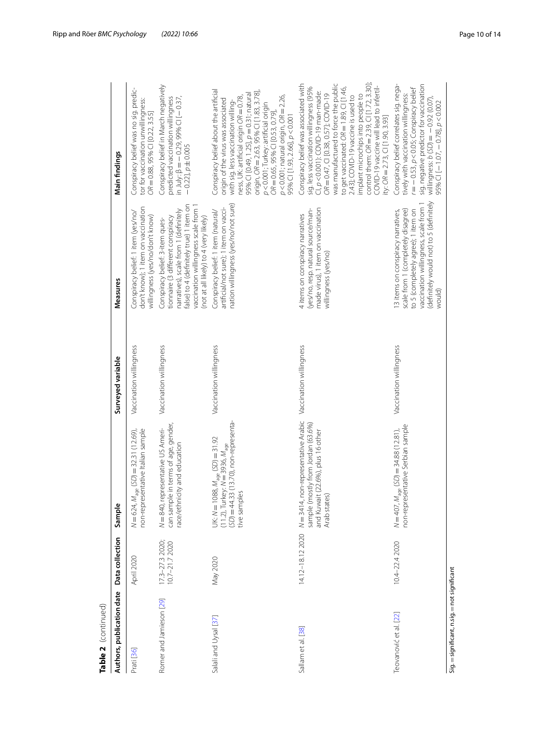**Table 2** (continued)

| Authors, publication date | Data collection | Sample | Surveyed variable | Measures | Main findings |
|---|---|---|---|---|---|
| Prati [36] | April 2020 | $N = 624$, $M_{age}$ ($SD$) = 32.31 (12.69), non-representative Italian sample | Vaccination willingness | Conspiracy belief: 1 item (yes/no/don't know); 1 item on vaccination willingness (yes/no/don't know) | Conspiracy belief was no sig. predictor for vaccination unwillingness: $OR = 0.88$, 95% CI [0.22, 3.55] |
| Romer and Jamieson [29] | 17.3–27.3 2020; 10.7–21.7 2020 | $N = 840$, representative US American sample in terms of age, gender, race/ethnicity and education | Vaccination willingness | Conspiracy belief: 3-item questionnaire (3 different conspiracy narratives), scale from 1 (definitely false) to 4 (definitely true) 1 item on vaccination willingness scale from 1 (not at all likely) to 4 (very likely) | Conspiracy belief in March negatively predicted vaccination willingness in July: $\beta = -0.29$, 99% CI [−0.37, −0.22], $p \pm 0.005$ |
| Salali and Uysal [37] | May 2020 | UK: $N = 1088$, $M_{age}$ ($SD$) = 31.92 (11.2), Turkey: $N = 3936$, $M_{age}$ ($SD$) = 44.33 (13.70), non-representative samples | Vaccination willingness | Conspiracy belief: 1 item (natural/artificial/not sure); 1 item on vaccination willingness (yes/no/not sure) | Conspiracy belief about the artificial origin of the virus was associated with sig. less vaccination willingness, UK: artificial origin $OR = 0.78$, 95% CI [0.49, 1.25], $p = 0.31$; natural origin, $OR = 2.63$, 95% CI [1.83, 3.78], $p < 0.001$; Turkey: artificial origin $OR = 0.65$, 95% CI [0.53, 0.79], $p < 0.001$; natural origin, $OR = 2.26$, 95% CI [1.93, 2.66], $p < 0.001$ |
| Sallam et al. [38] | 14.12–18.12 2020 | $N = 3414$, non-representative Arabic sample (mostly from Jordan (63.6%) and Kuwait (22.6%), plus 16 other Arab states) | Vaccination willingness | 4 items on conspiracy narratives (yes/no, resp. natural source/man-made virus), 1 item on vaccination willingness (yes/no) | Conspiracy belief was associated with sig. less vaccination willingness (95% CI, $p < 0.001$): COVID-19 man-made: $OR = 0.47$, CI [0.38, 0.57]; COVID-19 was manufactured to force the public to get vaccinated: $OR = 1.89$, CI [1.46, 2.43]; COVID-19 vaccine is used to implant microchips into people to control them: $OR = 2.39$, CI [1.72, 3.30]; COVID-19 vaccine will lead to infertility: $OR = 2.73$, CI [1.90, 3.93] |
| Teovanović et al. [22] | 10.4–22.4 2020 | $N = 407$, $M_{age}$ ($SD$) = 34.88 (12.81), non-representative Serbian sample | Vaccination willingness | 13 items on conspiracy narratives, scale from 1 (completely disagree) to 5 (completely agree); 1 item on vaccination willingness, scale from 1 (definitely would not) to 5 (definitely would) | Conspiracy belief correlates sig. negatively with vaccination willingness: $r = -0.53$, $p < 0.05$; Conspiracy belief sig. negative predictor for vaccination willingness: $b$ ($SD$) = −0.92 (0.07), 95% CI [−1.07, −0.78], $p < 0.002$ |

Sig. = significant, n.sig. = not significant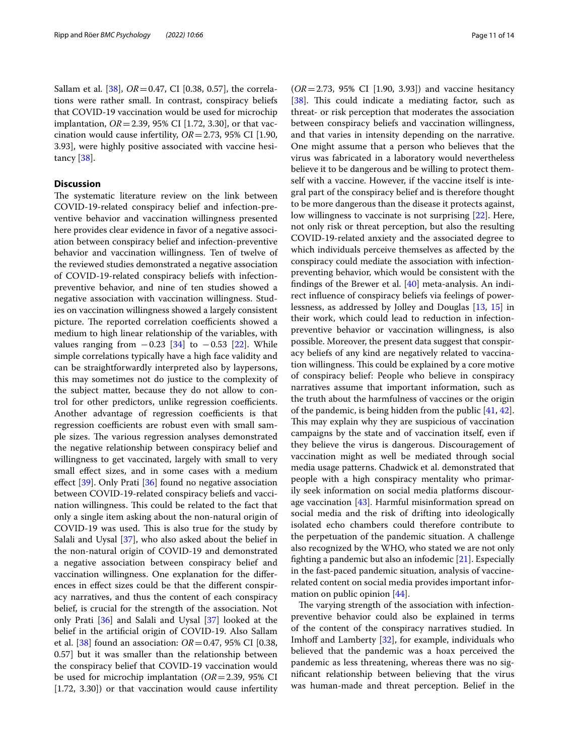Sallam et al. [38], $OR = 0.47$, CI [0.38, 0.57], the correlations were rather small. In contrast, conspiracy beliefs that COVID-19 vaccination would be used for microchip implantation, $OR = 2.39$, 95% CI [1.72, 3.30], or that vaccination would cause infertility, $OR = 2.73$, 95% CI [1.90, 3.93], were highly positive associated with vaccine hesitancy [38].

## Discussion

The systematic literature review on the link between COVID-19-related conspiracy belief and infection-preventive behavior and vaccination willingness presented here provides clear evidence in favor of a negative association between conspiracy belief and infection-preventive behavior and vaccination willingness. Ten of twelve of the reviewed studies demonstrated a negative association of COVID-19-related conspiracy beliefs with infection-preventive behavior, and nine of ten studies showed a negative association with vaccination willingness. Studies on vaccination willingness showed a largely consistent picture. The reported correlation coefficients showed a medium to high linear relationship of the variables, with values ranging from $-0.23$ [34] to $-0.53$ [22]. While simple correlations typically have a high face validity and can be straightforwardly interpreted also by laypersons, this may sometimes not do justice to the complexity of the subject matter, because they do not allow to control for other predictors, unlike regression coefficients. Another advantage of regression coefficients is that regression coefficients are robust even with small sample sizes. The various regression analyses demonstrated the negative relationship between conspiracy belief and willingness to get vaccinated, largely with small to very small effect sizes, and in some cases with a medium effect [39]. Only Prati [36] found no negative association between COVID-19-related conspiracy beliefs and vaccination willingness. This could be related to the fact that only a single item asking about the non-natural origin of COVID-19 was used. This is also true for the study by Salali and Uysal [37], who also asked about the belief in the non-natural origin of COVID-19 and demonstrated a negative association between conspiracy belief and vaccination willingness. One explanation for the differences in effect sizes could be that the different conspiracy narratives, and thus the content of each conspiracy belief, is crucial for the strength of the association. Not only Prati [36] and Salali and Uysal [37] looked at the belief in the artificial origin of COVID-19. Also Sallam et al. [38] found an association: $OR = 0.47$, 95% CI [0.38, 0.57] but it was smaller than the relationship between the conspiracy belief that COVID-19 vaccination would be used for microchip implantation ($OR = 2.39$, 95% CI [1.72, 3.30]) or that vaccination would cause infertility ($OR = 2.73$, 95% CI [1.90, 3.93]) and vaccine hesitancy [38]. This could indicate a mediating factor, such as threat- or risk perception that moderates the association between conspiracy beliefs and vaccination willingness, and that varies in intensity depending on the narrative. One might assume that a person who believes that the virus was fabricated in a laboratory would nevertheless believe it to be dangerous and be willing to protect themself with a vaccine. However, if the vaccine itself is integral part of the conspiracy belief and is therefore thought to be more dangerous than the disease it protects against, low willingness to vaccinate is not surprising [22]. Here, not only risk or threat perception, but also the resulting COVID-19-related anxiety and the associated degree to which individuals perceive themselves as affected by the conspiracy could mediate the association with infection-preventing behavior, which would be consistent with the findings of the Brewer et al. [40] meta-analysis. An indirect influence of conspiracy beliefs via feelings of powerlessness, as addressed by Jolley and Douglas [13, 15] in their work, which could lead to reduction in infection-preventive behavior or vaccination willingness, is also possible. Moreover, the present data suggest that conspiracy beliefs of any kind are negatively related to vaccination willingness. This could be explained by a core motive of conspiracy belief: People who believe in conspiracy narratives assume that important information, such as the truth about the harmfulness of vaccines or the origin of the pandemic, is being hidden from the public [41, 42]. This may explain why they are suspicious of vaccination campaigns by the state and of vaccination itself, even if they believe the virus is dangerous. Discouragement of vaccination might as well be mediated through social media usage patterns. Chadwick et al. demonstrated that people with a high conspiracy mentality who primarily seek information on social media platforms discourage vaccination [43]. Harmful misinformation spread on social media and the risk of drifting into ideologically isolated echo chambers could therefore contribute to the perpetuation of the pandemic situation. A challenge also recognized by the WHO, who stated we are not only fighting a pandemic but also an infodemic [21]. Especially in the fast-paced pandemic situation, analysis of vaccine-related content on social media provides important information on public opinion [44].

The varying strength of the association with infection-preventive behavior could also be explained in terms of the content of the conspiracy narratives studied. In Imhoff and Lamberty [32], for example, individuals who believed that the pandemic was a hoax perceived the pandemic as less threatening, whereas there was no significant relationship between believing that the virus was human-made and threat perception. Belief in the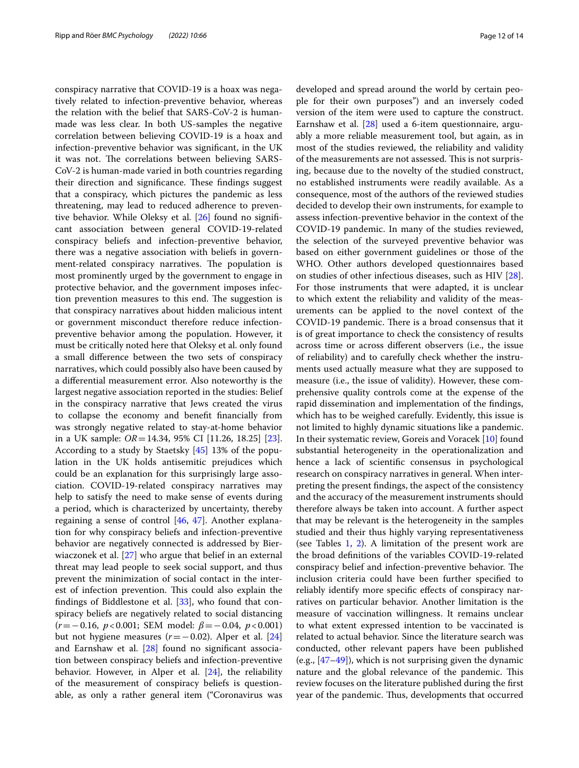conspiracy narrative that COVID-19 is a hoax was negatively related to infection-preventive behavior, whereas the relation with the belief that SARS-CoV-2 is human-made was less clear. In both US-samples the negative correlation between believing COVID-19 is a hoax and infection-preventive behavior was significant, in the UK it was not. The correlations between believing SARS-CoV-2 is human-made varied in both countries regarding their direction and significance. These findings suggest that a conspiracy, which pictures the pandemic as less threatening, may lead to reduced adherence to preventive behavior. While Oleksy et al. [26] found no significant association between general COVID-19-related conspiracy beliefs and infection-preventive behavior, there was a negative association with beliefs in government-related conspiracy narratives. The population is most prominently urged by the government to engage in protective behavior, and the government imposes infection prevention measures to this end. The suggestion is that conspiracy narratives about hidden malicious intent or government misconduct therefore reduce infection-preventive behavior among the population. However, it must be critically noted here that Oleksy et al. only found a small difference between the two sets of conspiracy narratives, which could possibly also have been caused by a differential measurement error. Also noteworthy is the largest negative association reported in the studies: Belief in the conspiracy narrative that Jews created the virus to collapse the economy and benefit financially from was strongly negative related to stay-at-home behavior in a UK sample: $OR = 14.34$, 95% CI [11.26, 18.25] [23]. According to a study by Staetsky [45] 13% of the population in the UK holds antisemitic prejudices which could be an explanation for this surprisingly large association. COVID-19-related conspiracy narratives may help to satisfy the need to make sense of events during a period, which is characterized by uncertainty, thereby regaining a sense of control [46, 47]. Another explanation for why conspiracy beliefs and infection-preventive behavior are negatively connected is addressed by Bierwiaczonek et al. [27] who argue that belief in an external threat may lead people to seek social support, and thus prevent the minimization of social contact in the interest of infection prevention. This could also explain the findings of Biddlestone et al. [33], who found that conspiracy beliefs are negatively related to social distancing ($r = -0.16$, $p < 0.001$; SEM model: $\beta = -0.04$, $p < 0.001$) but not hygiene measures ($r = -0.02$). Alper et al. [24] and Earnshaw et al. [28] found no significant association between conspiracy beliefs and infection-preventive behavior. However, in Alper et al. [24], the reliability of the measurement of conspiracy beliefs is questionable, as only a rather general item ("Coronavirus was developed and spread around the world by certain people for their own purposes") and an inversely coded version of the item were used to capture the construct. Earnshaw et al. [28] used a 6-item questionnaire, arguably a more reliable measurement tool, but again, as in most of the studies reviewed, the reliability and validity of the measurements are not assessed. This is not surprising, because due to the novelty of the studied construct, no established instruments were readily available. As a consequence, most of the authors of the reviewed studies decided to develop their own instruments, for example to assess infection-preventive behavior in the context of the COVID-19 pandemic. In many of the studies reviewed, the selection of the surveyed preventive behavior was based on either government guidelines or those of the WHO. Other authors developed questionnaires based on studies of other infectious diseases, such as HIV [28]. For those instruments that were adapted, it is unclear to which extent the reliability and validity of the measurements can be applied to the novel context of the COVID-19 pandemic. There is a broad consensus that it is of great importance to check the consistency of results across time or across different observers (i.e., the issue of reliability) and to carefully check whether the instruments used actually measure what they are supposed to measure (i.e., the issue of validity). However, these comprehensive quality controls come at the expense of the rapid dissemination and implementation of the findings, which has to be weighed carefully. Evidently, this issue is not limited to highly dynamic situations like a pandemic. In their systematic review, Goreis and Voracek [10] found substantial heterogeneity in the operationalization and hence a lack of scientific consensus in psychological research on conspiracy narratives in general. When interpreting the present findings, the aspect of the consistency and the accuracy of the measurement instruments should therefore always be taken into account. A further aspect that may be relevant is the heterogeneity in the samples studied and their thus highly varying representativeness (see Tables 1, 2). A limitation of the present work are the broad definitions of the variables COVID-19-related conspiracy belief and infection-preventive behavior. The inclusion criteria could have been further specified to reliably identify more specific effects of conspiracy narratives on particular behavior. Another limitation is the measure of vaccination willingness. It remains unclear to what extent expressed intention to be vaccinated is related to actual behavior. Since the literature search was conducted, other relevant papers have been published (e.g., [47–49]), which is not surprising given the dynamic nature and the global relevance of the pandemic. This review focuses on the literature published during the first year of the pandemic. Thus, developments that occurred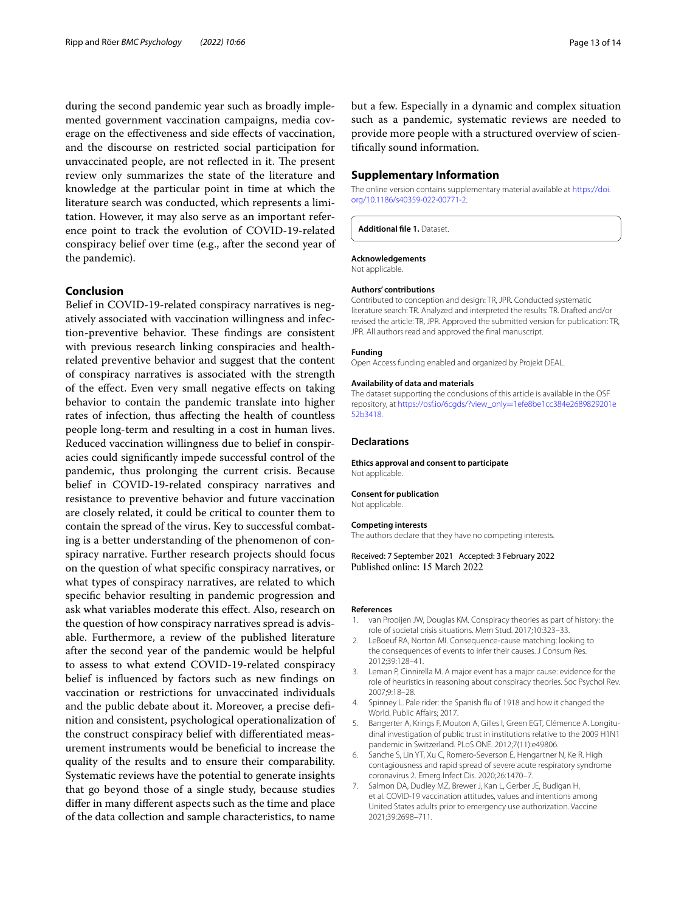during the second pandemic year such as broadly implemented government vaccination campaigns, media coverage on the effectiveness and side effects of vaccination, and the discourse on restricted social participation for unvaccinated people, are not reflected in it. The present review only summarizes the state of the literature and knowledge at the particular point in time at which the literature search was conducted, which represents a limitation. However, it may also serve as an important reference point to track the evolution of COVID-19-related conspiracy belief over time (e.g., after the second year of the pandemic).

## Conclusion

Belief in COVID-19-related conspiracy narratives is negatively associated with vaccination willingness and infection-preventive behavior. These findings are consistent with previous research linking conspiracies and health-related preventive behavior and suggest that the content of conspiracy narratives is associated with the strength of the effect. Even very small negative effects on taking behavior to contain the pandemic translate into higher rates of infection, thus affecting the health of countless people long-term and resulting in a cost in human lives. Reduced vaccination willingness due to belief in conspiracies could significantly impede successful control of the pandemic, thus prolonging the current crisis. Because belief in COVID-19-related conspiracy narratives and resistance to preventive behavior and future vaccination are closely related, it could be critical to counter them to contain the spread of the virus. Key to successful combating is a better understanding of the phenomenon of conspiracy narrative. Further research projects should focus on the question of what specific conspiracy narratives, or what types of conspiracy narratives, are related to which specific behavior resulting in pandemic progression and ask what variables moderate this effect. Also, research on the question of how conspiracy narratives spread is advisable. Furthermore, a review of the published literature after the second year of the pandemic would be helpful to assess to what extend COVID-19-related conspiracy belief is influenced by factors such as new findings on vaccination or restrictions for unvaccinated individuals and the public debate about it. Moreover, a precise definition and consistent, psychological operationalization of the construct conspiracy belief with differentiated measurement instruments would be beneficial to increase the quality of the results and to ensure their comparability. Systematic reviews have the potential to generate insights that go beyond those of a single study, because studies differ in many different aspects such as the time and place of the data collection and sample characteristics, to name but a few. Especially in a dynamic and complex situation such as a pandemic, systematic reviews are needed to provide more people with a structured overview of scientifically sound information.

## Supplementary Information

The online version contains supplementary material available at https://doi.org/10.1186/s40359-022-00771-2.

**Additional file 1.** Dataset.

#### Acknowledgements

Not applicable.

#### Authors' contributions

Contributed to conception and design: TR, JPR. Conducted systematic literature search: TR. Analyzed and interpreted the results: TR. Drafted and/or revised the article: TR, JPR. Approved the submitted version for publication: TR, JPR. All authors read and approved the final manuscript.

#### Funding

Open Access funding enabled and organized by Projekt DEAL.

#### Availability of data and materials

The dataset supporting the conclusions of this article is available in the OSF repository, at https://osf.io/6cgds/?view_only=1efe8be1cc384e2689829201e52b3418.

## Declarations

#### Ethics approval and consent to participate

Not applicable.

#### Consent for publication

Not applicable.

#### Competing interests

The authors declare that they have no competing interests.

Received: 7 September 2021 Accepted: 3 February 2022
Published online: 15 March 2022

#### References

1. van Prooijen JW, Douglas KM. Conspiracy theories as part of history: the role of societal crisis situations. Mem Stud. 2017;10:323–33.
2. LeBoeuf RA, Norton MI. Consequence-cause matching: looking to the consequences of events to infer their causes. J Consum Res. 2012;39:128–41.
3. Leman P, Cinnirella M. A major event has a major cause: evidence for the role of heuristics in reasoning about conspiracy theories. Soc Psychol Rev. 2007;9:18–28.
4. Spinney L. Pale rider: the Spanish flu of 1918 and how it changed the World. Public Affairs; 2017.
5. Bangerter A, Krings F, Mouton A, Gilles I, Green EGT, Clémence A. Longitudinal investigation of public trust in institutions relative to the 2009 H1N1 pandemic in Switzerland. PLoS ONE. 2012;7(11):e49806.
6. Sanche S, Lin YT, Xu C, Romero-Severson E, Hengartner N, Ke R. High contagiousness and rapid spread of severe acute respiratory syndrome coronavirus 2. Emerg Infect Dis. 2020;26:1470–7.
7. Salmon DA, Dudley MZ, Brewer J, Kan L, Gerber JE, Budigan H, et al. COVID-19 vaccination attitudes, values and intentions among United States adults prior to emergency use authorization. Vaccine. 2021;39:2698–711.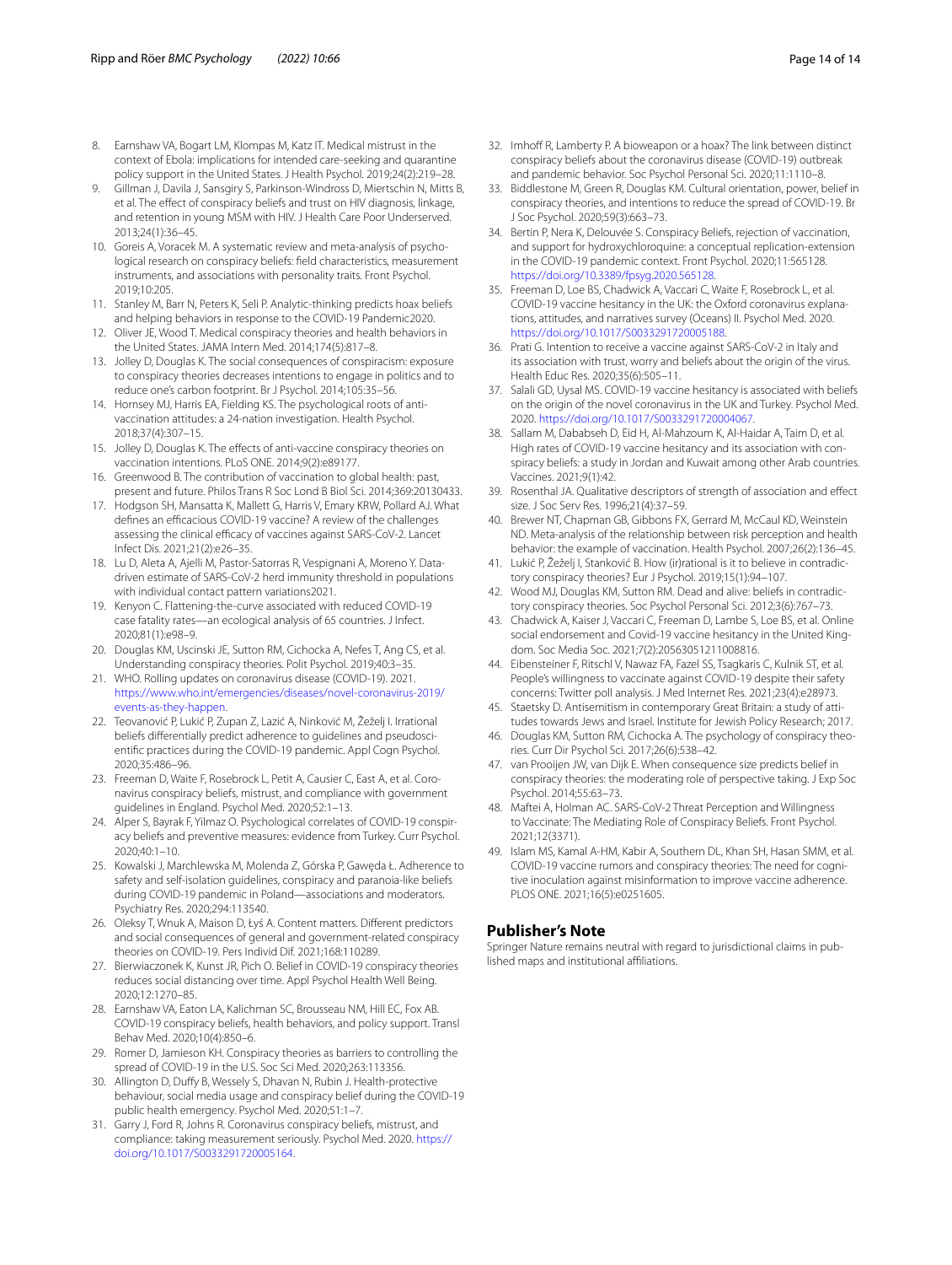8. Earnshaw VA, Bogart LM, Klompas M, Katz IT. Medical mistrust in the context of Ebola: implications for intended care-seeking and quarantine policy support in the United States. J Health Psychol. 2019;24(2):219–28.
9. Gillman J, Davila J, Sansgiry S, Parkinson-Windross D, Miertschin N, Mitts B, et al. The effect of conspiracy beliefs and trust on HIV diagnosis, linkage, and retention in young MSM with HIV. J Health Care Poor Underserved. 2013;24(1):36–45.
10. Goreis A, Voracek M. A systematic review and meta-analysis of psychological research on conspiracy beliefs: field characteristics, measurement instruments, and associations with personality traits. Front Psychol. 2019;10:205.
11. Stanley M, Barr N, Peters K, Seli P. Analytic-thinking predicts hoax beliefs and helping behaviors in response to the COVID-19 Pandemic2020.
12. Oliver JE, Wood T. Medical conspiracy theories and health behaviors in the United States. JAMA Intern Med. 2014;174(5):817–8.
13. Jolley D, Douglas K. The social consequences of conspiracism: exposure to conspiracy theories decreases intentions to engage in politics and to reduce one's carbon footprint. Br J Psychol. 2014;105:35–56.
14. Hornsey MJ, Harris EA, Fielding KS. The psychological roots of anti-vaccination attitudes: a 24-nation investigation. Health Psychol. 2018;37(4):307–15.
15. Jolley D, Douglas K. The effects of anti-vaccine conspiracy theories on vaccination intentions. PLoS ONE. 2014;9(2):e89177.
16. Greenwood B. The contribution of vaccination to global health: past, present and future. Philos Trans R Soc Lond B Biol Sci. 2014;369:20130433.
17. Hodgson SH, Mansatta K, Mallett G, Harris V, Emary KRW, Pollard AJ. What defines an efficacious COVID-19 vaccine? A review of the challenges assessing the clinical efficacy of vaccines against SARS-CoV-2. Lancet Infect Dis. 2021;21(2):e26–35.
18. Lu D, Aleta A, Ajelli M, Pastor-Satorras R, Vespignani A, Moreno Y. Data-driven estimate of SARS-CoV-2 herd immunity threshold in populations with individual contact pattern variations2021.
19. Kenyon C. Flattening-the-curve associated with reduced COVID-19 case fatality rates—an ecological analysis of 65 countries. J Infect. 2020;81(1):e98–9.
20. Douglas KM, Uscinski JE, Sutton RM, Cichocka A, Nefes T, Ang CS, et al. Understanding conspiracy theories. Polit Psychol. 2019;40:3–35.
21. WHO. Rolling updates on coronavirus disease (COVID-19). 2021. https://www.who.int/emergencies/diseases/novel-coronavirus-2019/events-as-they-happen.
22. Teovanović P, Lukić P, Zupan Z, Lazić A, Ninković M, Žeželj I. Irrational beliefs differentially predict adherence to guidelines and pseudoscientific practices during the COVID-19 pandemic. Appl Cogn Psychol. 2020;35:486–96.
23. Freeman D, Waite F, Rosebrock L, Petit A, Causier C, East A, et al. Coronavirus conspiracy beliefs, mistrust, and compliance with government guidelines in England. Psychol Med. 2020;52:1–13.
24. Alper S, Bayrak F, Yilmaz O. Psychological correlates of COVID-19 conspiracy beliefs and preventive measures: evidence from Turkey. Curr Psychol. 2020;40:1–10.
25. Kowalski J, Marchlewska M, Molenda Z, Górska P, Gawęda Ł. Adherence to safety and self-isolation guidelines, conspiracy and paranoia-like beliefs during COVID-19 pandemic in Poland—associations and moderators. Psychiatry Res. 2020;294:113540.
26. Oleksy T, Wnuk A, Maison D, Łyś A. Content matters. Different predictors and social consequences of general and government-related conspiracy theories on COVID-19. Pers Individ Dif. 2021;168:110289.
27. Bierwiaczonek K, Kunst JR, Pich O. Belief in COVID-19 conspiracy theories reduces social distancing over time. Appl Psychol Health Well Being. 2020;12:1270–85.
28. Earnshaw VA, Eaton LA, Kalichman SC, Brousseau NM, Hill EC, Fox AB. COVID-19 conspiracy beliefs, health behaviors, and policy support. Transl Behav Med. 2020;10(4):850–6.
29. Romer D, Jamieson KH. Conspiracy theories as barriers to controlling the spread of COVID-19 in the U.S. Soc Sci Med. 2020;263:113356.
30. Allington D, Duffy B, Wessely S, Dhavan N, Rubin J. Health-protective behaviour, social media usage and conspiracy belief during the COVID-19 public health emergency. Psychol Med. 2020;51:1–7.
31. Garry J, Ford R, Johns R. Coronavirus conspiracy beliefs, mistrust, and compliance: taking measurement seriously. Psychol Med. 2020. https://doi.org/10.1017/S0033291720005164.
32. Imhoff R, Lamberty P. A bioweapon or a hoax? The link between distinct conspiracy beliefs about the coronavirus disease (COVID-19) outbreak and pandemic behavior. Soc Psychol Personal Sci. 2020;11:1110–8.
33. Biddlestone M, Green R, Douglas KM. Cultural orientation, power, belief in conspiracy theories, and intentions to reduce the spread of COVID-19. Br J Soc Psychol. 2020;59(3):663–73.
34. Bertin P, Nera K, Delouvée S. Conspiracy Beliefs, rejection of vaccination, and support for hydroxychloroquine: a conceptual replication-extension in the COVID-19 pandemic context. Front Psychol. 2020;11:565128. https://doi.org/10.3389/fpsyg.2020.565128.
35. Freeman D, Loe BS, Chadwick A, Vaccari C, Waite F, Rosebrock L, et al. COVID-19 vaccine hesitancy in the UK: the Oxford coronavirus explanations, attitudes, and narratives survey (Oceans) II. Psychol Med. 2020. https://doi.org/10.1017/S0033291720005188.
36. Prati G. Intention to receive a vaccine against SARS-CoV-2 in Italy and its association with trust, worry and beliefs about the origin of the virus. Health Educ Res. 2020;35(6):505–11.
37. Salali GD, Uysal MS. COVID-19 vaccine hesitancy is associated with beliefs on the origin of the novel coronavirus in the UK and Turkey. Psychol Med. 2020. https://doi.org/10.1017/S0033291720004067.
38. Sallam M, Dababseh D, Eid H, Al-Mahzoum K, Al-Haidar A, Taim D, et al. High rates of COVID-19 vaccine hesitancy and its association with conspiracy beliefs: a study in Jordan and Kuwait among other Arab countries. Vaccines. 2021;9(1):42.
39. Rosenthal JA. Qualitative descriptors of strength of association and effect size. J Soc Serv Res. 1996;21(4):37–59.
40. Brewer NT, Chapman GB, Gibbons FX, Gerrard M, McCaul KD, Weinstein ND. Meta-analysis of the relationship between risk perception and health behavior: the example of vaccination. Health Psychol. 2007;26(2):136–45.
41. Lukić P, Žeželj I, Stanković B. How (ir)rational is it to believe in contradictory conspiracy theories? Eur J Psychol. 2019;15(1):94–107.
42. Wood MJ, Douglas KM, Sutton RM. Dead and alive: beliefs in contradictory conspiracy theories. Soc Psychol Personal Sci. 2012;3(6):767–73.
43. Chadwick A, Kaiser J, Vaccari C, Freeman D, Lambe S, Loe BS, et al. Online social endorsement and Covid-19 vaccine hesitancy in the United Kingdom. Soc Media Soc. 2021;7(2):20563051211008816.
44. Eibensteiner F, Ritschl V, Nawaz FA, Fazel SS, Tsagkaris C, Kulnik ST, et al. People's willingness to vaccinate against COVID-19 despite their safety concerns: Twitter poll analysis. J Med Internet Res. 2021;23(4):e28973.
45. Staetsky D. Antisemitism in contemporary Great Britain: a study of attitudes towards Jews and Israel. Institute for Jewish Policy Research; 2017.
46. Douglas KM, Sutton RM, Cichocka A. The psychology of conspiracy theories. Curr Dir Psychol Sci. 2017;26(6):538–42.
47. van Prooijen JW, van Dijk E. When consequence size predicts belief in conspiracy theories: the moderating role of perspective taking. J Exp Soc Psychol. 2014;55:63–73.
48. Maftei A, Holman AC. SARS-CoV-2 Threat Perception and Willingness to Vaccinate: The Mediating Role of Conspiracy Beliefs. Front Psychol. 2021;12(3371).
49. Islam MS, Kamal A-HM, Kabir A, Southern DL, Khan SH, Hasan SMM, et al. COVID-19 vaccine rumors and conspiracy theories: The need for cognitive inoculation against misinformation to improve vaccine adherence. PLOS ONE. 2021;16(5):e0251605.

## Publisher's Note

Springer Nature remains neutral with regard to jurisdictional claims in published maps and institutional affiliations.